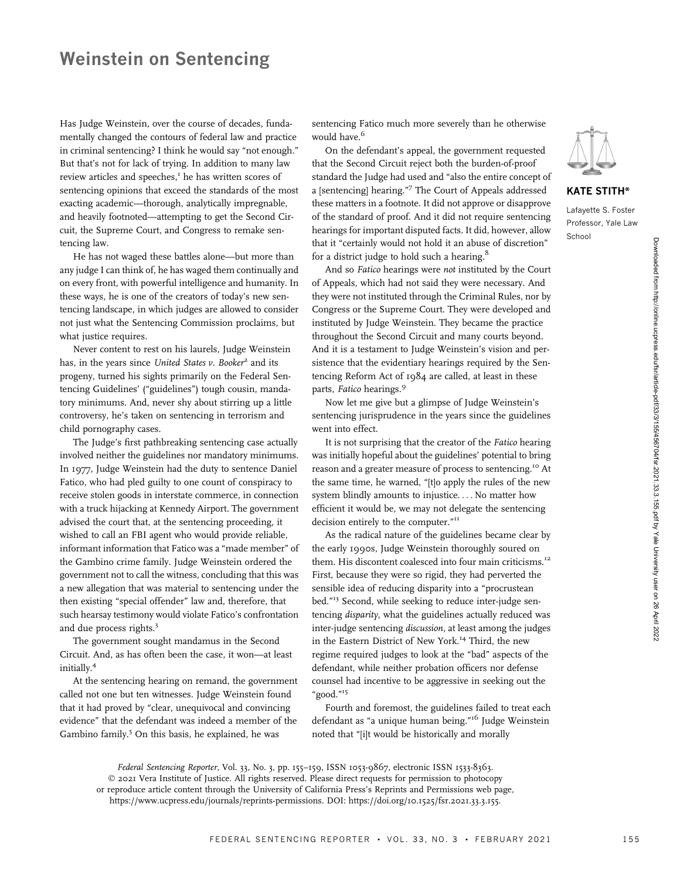# Weinstein on Sentencing

**KATE STITH***

Lafayette S. Foster Professor, Yale Law School

Has Judge Weinstein, over the course of decades, fundamentally changed the contours of federal law and practice in criminal sentencing? I think he would say "not enough." But that's not for lack of trying. In addition to many law review articles and speeches,[1] he has written scores of sentencing opinions that exceed the standards of the most exacting academic—thorough, analytically impregnable, and heavily footnoted—attempting to get the Second Circuit, the Supreme Court, and Congress to remake sentencing law.

He has not waged these battles alone—but more than any judge I can think of, he has waged them continually and on every front, with powerful intelligence and humanity. In these ways, he is one of the creators of today's new sentencing landscape, in which judges are allowed to consider not just what the Sentencing Commission proclaims, but what justice requires.

Never content to rest on his laurels, Judge Weinstein has, in the years since *United States v. Booker*[2] and its progeny, turned his sights primarily on the Federal Sentencing Guidelines' ("guidelines") tough cousin, mandatory minimums. And, never shy about stirring up a little controversy, he's taken on sentencing in terrorism and child pornography cases.

The Judge's first pathbreaking sentencing case actually involved neither the guidelines nor mandatory minimums. In 1977, Judge Weinstein had the duty to sentence Daniel Fatico, who had pled guilty to one count of conspiracy to receive stolen goods in interstate commerce, in connection with a truck hijacking at Kennedy Airport. The government advised the court that, at the sentencing proceeding, it wished to call an FBI agent who would provide reliable, informant information that Fatico was a "made member" of the Gambino crime family. Judge Weinstein ordered the government not to call the witness, concluding that this was a new allegation that was material to sentencing under the then existing "special offender" law and, therefore, that such hearsay testimony would violate Fatico's confrontation and due process rights.[3]

The government sought mandamus in the Second Circuit. And, as has often been the case, it won—at least initially.[4]

At the sentencing hearing on remand, the government called not one but ten witnesses. Judge Weinstein found that it had proved by "clear, unequivocal and convincing evidence" that the defendant was indeed a member of the Gambino family.[5] On this basis, he explained, he was sentencing Fatico much more severely than he otherwise would have.[6]

On the defendant's appeal, the government requested that the Second Circuit reject both the burden-of-proof standard the Judge had used and "also the entire concept of a [sentencing] hearing."[7] The Court of Appeals addressed these matters in a footnote. It did not approve or disapprove of the standard of proof. And it did not require sentencing hearings for important disputed facts. It did, however, allow that it "certainly would not hold it an abuse of discretion" for a district judge to hold such a hearing.[8]

And so *Fatico* hearings were *not* instituted by the Court of Appeals, which had not said they were necessary. And they were not instituted through the Criminal Rules, nor by Congress or the Supreme Court. They were developed and instituted by Judge Weinstein. They became the practice throughout the Second Circuit and many courts beyond. And it is a testament to Judge Weinstein's vision and persistence that the evidentiary hearings required by the Sentencing Reform Act of 1984 are called, at least in these parts, *Fatico* hearings.[9]

Now let me give but a glimpse of Judge Weinstein's sentencing jurisprudence in the years since the guidelines went into effect.

It is not surprising that the creator of the *Fatico* hearing was initially hopeful about the guidelines' potential to bring reason and a greater measure of process to sentencing.[10] At the same time, he warned, "[t]o apply the rules of the new system blindly amounts to injustice. . . . No matter how efficient it would be, we may not delegate the sentencing decision entirely to the computer."[11]

As the radical nature of the guidelines became clear by the early 1990s, Judge Weinstein thoroughly soured on them. His discontent coalesced into four main criticisms.[12] First, because they were so rigid, they had perverted the sensible idea of reducing disparity into a "procrustean bed."[13] Second, while seeking to reduce inter-judge sentencing *disparity*, what the guidelines actually reduced was inter-judge sentencing *discussion*, at least among the judges in the Eastern District of New York.[14] Third, the new regime required judges to look at the "bad" aspects of the defendant, while neither probation officers nor defense counsel had incentive to be aggressive in seeking out the "good."[15]

Fourth and foremost, the guidelines failed to treat each defendant as "a unique human being."[16] Judge Weinstein noted that "[i]t would be historically and morally

*Federal Sentencing Reporter*, Vol. 33, No. 3, pp. 155–159, ISSN 1053-9867, electronic ISSN 1533-8363.
© 2021 Vera Institute of Justice. All rights reserved. Please direct requests for permission to photocopy or reproduce article content through the University of California Press's Reprints and Permissions web page, https://www.ucpress.edu/journals/reprints-permissions. DOI: https://doi.org/10.1525/fsr.2021.33.3.155.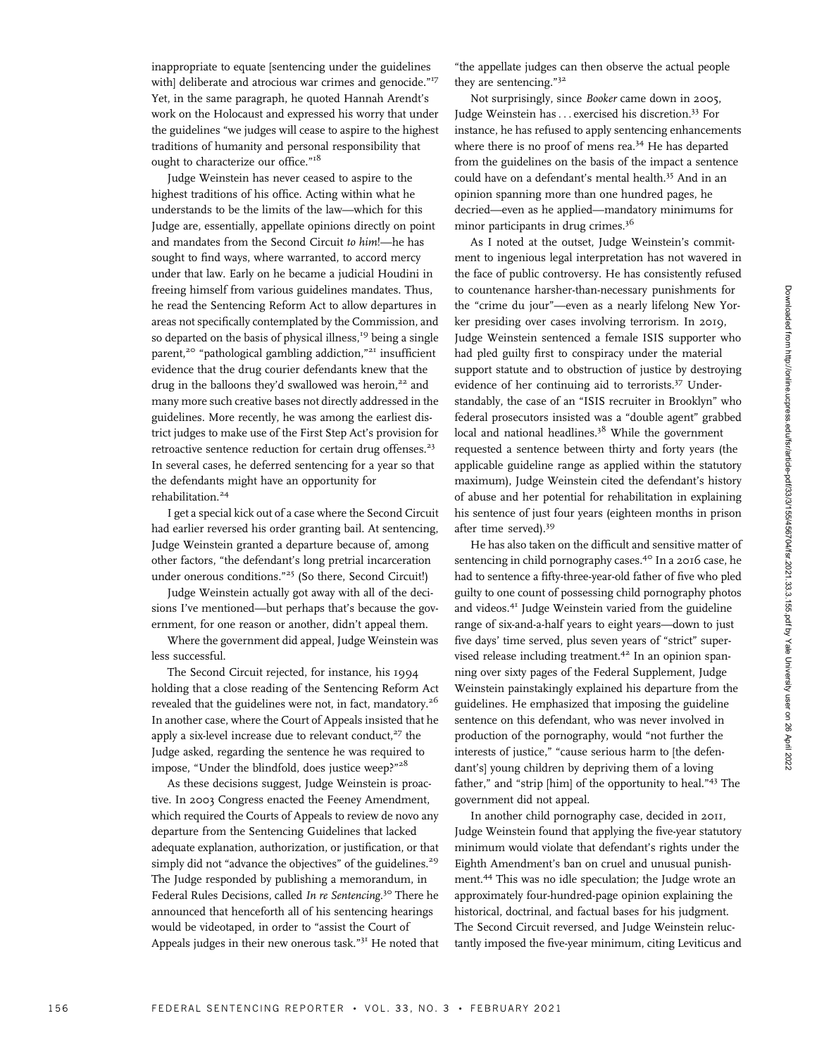inappropriate to equate [sentencing under the guidelines with] deliberate and atrocious war crimes and genocide."[17] Yet, in the same paragraph, he quoted Hannah Arendt's work on the Holocaust and expressed his worry that under the guidelines "we judges will cease to aspire to the highest traditions of humanity and personal responsibility that ought to characterize our office."[18]

Judge Weinstein has never ceased to aspire to the highest traditions of his office. Acting within what he understands to be the limits of the law—which for this Judge are, essentially, appellate opinions directly on point and mandates from the Second Circuit *to him*!—he has sought to find ways, where warranted, to accord mercy under that law. Early on he became a judicial Houdini in freeing himself from various guidelines mandates. Thus, he read the Sentencing Reform Act to allow departures in areas not specifically contemplated by the Commission, and so departed on the basis of physical illness,[19] being a single parent,[20] "pathological gambling addiction,"[21] insufficient evidence that the drug courier defendants knew that the drug in the balloons they'd swallowed was heroin,[22] and many more such creative bases not directly addressed in the guidelines. More recently, he was among the earliest district judges to make use of the First Step Act's provision for retroactive sentence reduction for certain drug offenses.[23] In several cases, he deferred sentencing for a year so that the defendants might have an opportunity for rehabilitation.[24]

I get a special kick out of a case where the Second Circuit had earlier reversed his order granting bail. At sentencing, Judge Weinstein granted a departure because of, among other factors, "the defendant's long pretrial incarceration under onerous conditions."[25] (So there, Second Circuit!)

Judge Weinstein actually got away with all of the decisions I've mentioned—but perhaps that's because the government, for one reason or another, didn't appeal them.

Where the government did appeal, Judge Weinstein was less successful.

The Second Circuit rejected, for instance, his 1994 holding that a close reading of the Sentencing Reform Act revealed that the guidelines were not, in fact, mandatory.[26] In another case, where the Court of Appeals insisted that he apply a six-level increase due to relevant conduct,[27] the Judge asked, regarding the sentence he was required to impose, "Under the blindfold, does justice weep?"[28]

As these decisions suggest, Judge Weinstein is proactive. In 2003 Congress enacted the Feeney Amendment, which required the Courts of Appeals to review de novo any departure from the Sentencing Guidelines that lacked adequate explanation, authorization, or justification, or that simply did not "advance the objectives" of the guidelines.[29] The Judge responded by publishing a memorandum, in Federal Rules Decisions, called *In re Sentencing*.[30] There he announced that henceforth all of his sentencing hearings would be videotaped, in order to "assist the Court of Appeals judges in their new onerous task."[31] He noted that "the appellate judges can then observe the actual people they are sentencing."[32]

Not surprisingly, since *Booker* came down in 2005, Judge Weinstein has . . . exercised his discretion.[33] For instance, he has refused to apply sentencing enhancements where there is no proof of mens rea.[34] He has departed from the guidelines on the basis of the impact a sentence could have on a defendant's mental health.[35] And in an opinion spanning more than one hundred pages, he decried—even as he applied—mandatory minimums for minor participants in drug crimes.[36]

As I noted at the outset, Judge Weinstein's commitment to ingenious legal interpretation has not wavered in the face of public controversy. He has consistently refused to countenance harsher-than-necessary punishments for the "crime du jour"—even as a nearly lifelong New Yorker presiding over cases involving terrorism. In 2019, Judge Weinstein sentenced a female ISIS supporter who had pled guilty first to conspiracy under the material support statute and to obstruction of justice by destroying evidence of her continuing aid to terrorists.[37] Understandably, the case of an "ISIS recruiter in Brooklyn" who federal prosecutors insisted was a "double agent" grabbed local and national headlines.[38] While the government requested a sentence between thirty and forty years (the applicable guideline range as applied within the statutory maximum), Judge Weinstein cited the defendant's history of abuse and her potential for rehabilitation in explaining his sentence of just four years (eighteen months in prison after time served).[39]

He has also taken on the difficult and sensitive matter of sentencing in child pornography cases.[40] In a 2016 case, he had to sentence a fifty-three-year-old father of five who pled guilty to one count of possessing child pornography photos and videos.[41] Judge Weinstein varied from the guideline range of six-and-a-half years to eight years—down to just five days' time served, plus seven years of "strict" supervised release including treatment.[42] In an opinion spanning over sixty pages of the Federal Supplement, Judge Weinstein painstakingly explained his departure from the guidelines. He emphasized that imposing the guideline sentence on this defendant, who was never involved in production of the pornography, would "not further the interests of justice," "cause serious harm to [the defendant's] young children by depriving them of a loving father," and "strip [him] of the opportunity to heal."[43] The government did not appeal.

In another child pornography case, decided in 2011, Judge Weinstein found that applying the five-year statutory minimum would violate that defendant's rights under the Eighth Amendment's ban on cruel and unusual punishment.[44] This was no idle speculation; the Judge wrote an approximately four-hundred-page opinion explaining the historical, doctrinal, and factual bases for his judgment. The Second Circuit reversed, and Judge Weinstein reluctantly imposed the five-year minimum, citing Leviticus and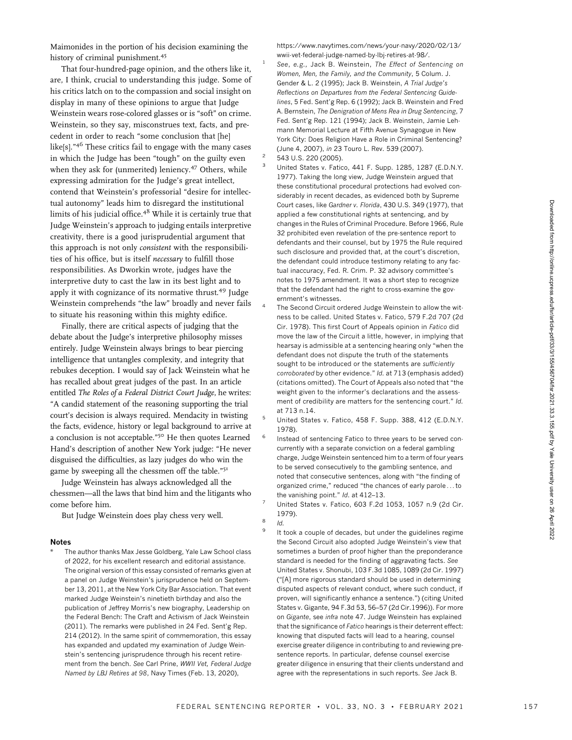Maimonides in the portion of his decision examining the history of criminal punishment.[45]

That four-hundred-page opinion, and the others like it, are, I think, crucial to understanding this judge. Some of his critics latch on to the compassion and social insight on display in many of these opinions to argue that Judge Weinstein wears rose-colored glasses or is "soft" on crime. Weinstein, so they say, misconstrues text, facts, and precedent in order to reach "some conclusion that [he] like[s]."[46] These critics fail to engage with the many cases in which the Judge has been "tough" on the guilty even when they ask for (unmerited) leniency.[47] Others, while expressing admiration for the Judge's great intellect, contend that Weinstein's professorial "desire for intellectual autonomy" leads him to disregard the institutional limits of his judicial office.[48] While it is certainly true that Judge Weinstein's approach to judging entails interpretive creativity, there is a good jurisprudential argument that this approach is not only *consistent* with the responsibilities of his office, but is itself *necessary* to fulfill those responsibilities. As Dworkin wrote, judges have the interpretive duty to cast the law in its best light and to apply it with cognizance of its normative thrust.[49] Judge Weinstein comprehends "the law" broadly and never fails to situate his reasoning within this mighty edifice.

Finally, there are critical aspects of judging that the debate about the Judge's interpretive philosophy misses entirely. Judge Weinstein always brings to bear piercing intelligence that untangles complexity, and integrity that rebukes deception. I would say of Jack Weinstein what he has recalled about great judges of the past. In an article entitled *The Roles of a Federal District Court Judge*, he writes: "A candid statement of the reasoning supporting the trial court's decision is always required. Mendacity in twisting the facts, evidence, history or legal background to arrive at a conclusion is not acceptable."[50] He then quotes Learned Hand's description of another New York judge: "He never disguised the difficulties, as lazy judges do who win the game by sweeping all the chessmen off the table."[51]

Judge Weinstein has always acknowledged all the chessmen—all the laws that bind him and the litigants who come before him.

But Judge Weinstein does play chess very well.

### Notes

\* The author thanks Max Jesse Goldberg, Yale Law School class of 2022, for his excellent research and editorial assistance. The original version of this essay consisted of remarks given at a panel on Judge Weinstein's jurisprudence held on September 13, 2011, at the New York City Bar Association. That event marked Judge Weinstein's ninetieth birthday and also the publication of Jeffrey Morris's new biography, Leadership on the Federal Bench: The Craft and Activism of Jack Weinstein (2011). The remarks were published in 24 Fed. Sent'g Rep. 214 (2012). In the same spirit of commemoration, this essay has expanded and updated my examination of Judge Weinstein's sentencing jurisprudence through his recent retirement from the bench. *See* Carl Prine, *WWII Vet, Federal Judge Named by LBJ Retires at 98*, Navy Times (Feb. 13, 2020), https://www.navytimes.com/news/your-navy/2020/02/13/wwii-vet-federal-judge-named-by-lbj-retires-at-98/.

1. *See, e.g.*, Jack B. Weinstein, *The Effect of Sentencing on Women, Men, the Family, and the Community*, 5 Colum. J. Gender & L. 2 (1995); Jack B. Weinstein, *A Trial Judge's Reflections on Departures from the Federal Sentencing Guidelines*, 5 Fed. Sent'g Rep. 6 (1992); Jack B. Weinstein and Fred A. Bernstein, *The Denigration of Mens Rea in Drug Sentencing*, 7 Fed. Sent'g Rep. 121 (1994); Jack B. Weinstein, Jamie Lehmann Memorial Lecture at Fifth Avenue Synagogue in New York City: Does Religion Have a Role in Criminal Sentencing? (June 4, 2007), *in* 23 Touro L. Rev. 539 (2007).
2. 543 U.S. 220 (2005).
3. United States v. Fatico, 441 F. Supp. 1285, 1287 (E.D.N.Y. 1977). Taking the long view, Judge Weinstein argued that these constitutional procedural protections had evolved considerably in recent decades, as evidenced both by Supreme Court cases, like *Gardner v. Florida*, 430 U.S. 349 (1977), that applied a few constitutional rights at sentencing, and by changes in the Rules of Criminal Procedure. Before 1966, Rule 32 prohibited even revelation of the pre-sentence report to defendants and their counsel, but by 1975 the Rule required such disclosure and provided that, at the court's discretion, the defendant could introduce testimony relating to any factual inaccuracy, Fed. R. Crim. P. 32 advisory committee's notes to 1975 amendment. It was a short step to recognize that the defendant had the right to cross-examine the government's witnesses.
4. The Second Circuit ordered Judge Weinstein to allow the witness to be called. United States v. Fatico, 579 F.2d 707 (2d Cir. 1978). This first Court of Appeals opinion in *Fatico* did move the law of the Circuit a little, however, in implying that hearsay is admissible at a sentencing hearing only "when the defendant does not dispute the truth of the statements sought to be introduced or the statements are *sufficiently corroborated* by other evidence." *Id.* at 713 (emphasis added) (citations omitted). The Court of Appeals also noted that "the weight given to the informer's declarations and the assessment of credibility are matters for the sentencing court." *Id.* at 713 n.14.
5. United States v. Fatico, 458 F. Supp. 388, 412 (E.D.N.Y. 1978).
6. Instead of sentencing Fatico to three years to be served concurrently with a separate conviction on a federal gambling charge, Judge Weinstein sentenced him to a term of four years to be served consecutively to the gambling sentence, and noted that consecutive sentences, along with "the finding of organized crime," reduced "the chances of early parole . . . to the vanishing point." *Id.* at 412–13.
7. United States v. Fatico, 603 F.2d 1053, 1057 n.9 (2d Cir. 1979).
8. *Id.*
9. It took a couple of decades, but under the guidelines regime the Second Circuit also adopted Judge Weinstein's view that sometimes a burden of proof higher than the preponderance standard is needed for the finding of aggravating facts. *See* United States v. Shonubi, 103 F.3d 1085, 1089 (2d Cir. 1997) ("[A] more rigorous standard should be used in determining disputed aspects of relevant conduct, where such conduct, if proven, will significantly enhance a sentence.") (citing United States v. Gigante, 94 F.3d 53, 56–57 (2d Cir.1996)). For more on *Gigante*, see *infra* note 47. Judge Weinstein has explained that the significance of *Fatico* hearings is their deterrent effect: knowing that disputed facts will lead to a hearing, counsel exercise greater diligence in contributing to and reviewing presentence reports. In particular, defense counsel exercise greater diligence in ensuring that their clients understand and agree with the representations in such reports. *See* Jack B.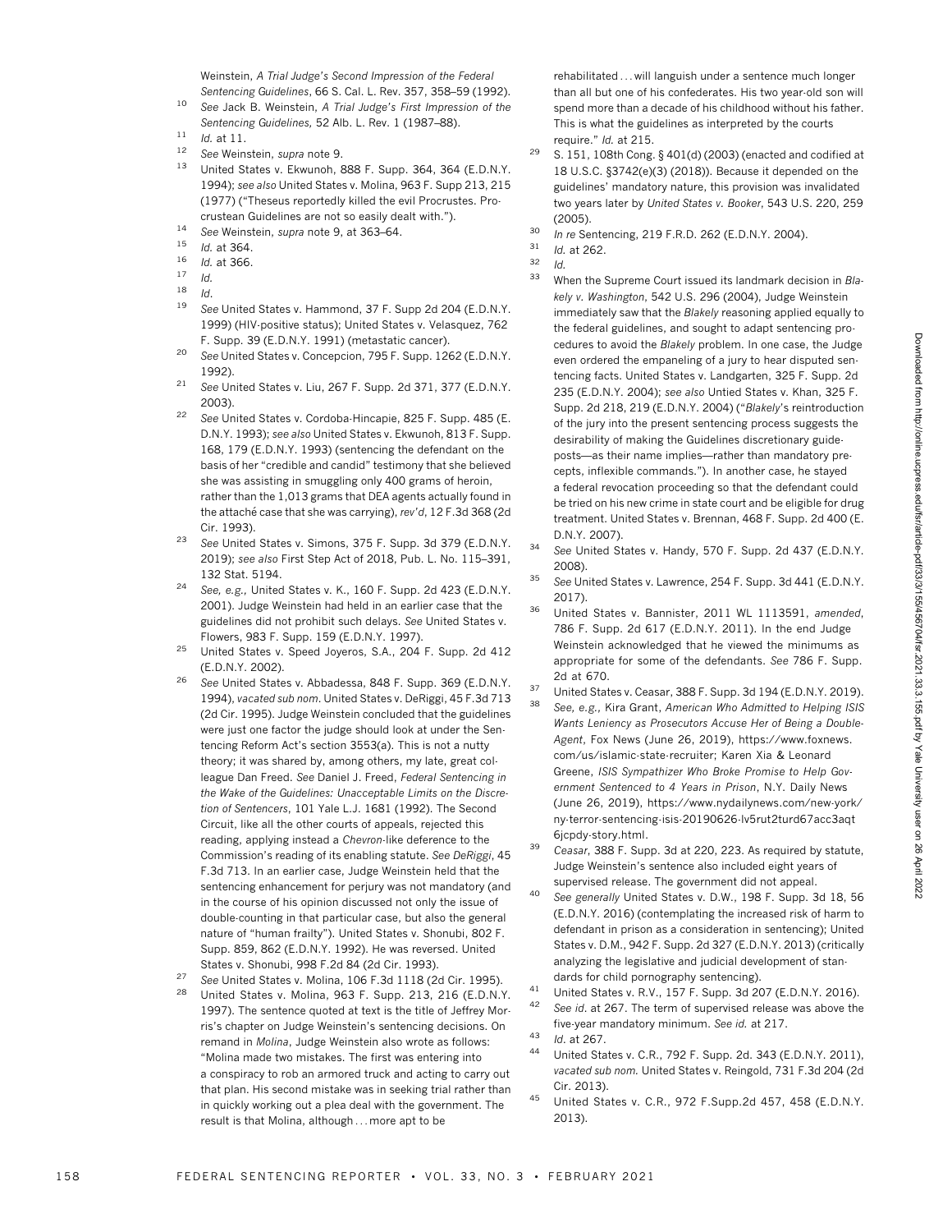Weinstein, *A Trial Judge's Second Impression of the Federal Sentencing Guidelines*, 66 S. Cal. L. Rev. 357, 358–59 (1992).

10. *See* Jack B. Weinstein, *A Trial Judge's First Impression of the Sentencing Guidelines,* 52 Alb. L. Rev. 1 (1987–88).
11. *Id.* at 11.
12. *See* Weinstein, *supra* note 9.
13. United States v. Ekwunoh, 888 F. Supp. 364, 364 (E.D.N.Y. 1994); *see also* United States v. Molina, 963 F. Supp 213, 215 (1977) ("Theseus reportedly killed the evil Procrustes. Procrustean Guidelines are not so easily dealt with.").
14. *See* Weinstein, *supra* note 9, at 363–64.
15. *Id.* at 364.
16. *Id.* at 366.
17. *Id.*
18. *Id*.
19. *See* United States v. Hammond, 37 F. Supp 2d 204 (E.D.N.Y. 1999) (HIV-positive status); United States v. Velasquez, 762 F. Supp. 39 (E.D.N.Y. 1991) (metastatic cancer).
20. *See* United States v. Concepcion, 795 F. Supp. 1262 (E.D.N.Y. 1992).
21. *See* United States v. Liu, 267 F. Supp. 2d 371, 377 (E.D.N.Y. 2003).
22. *See* United States v. Cordoba-Hincapie, 825 F. Supp. 485 (E. D.N.Y. 1993); *see also* United States v. Ekwunoh, 813 F. Supp. 168, 179 (E.D.N.Y. 1993) (sentencing the defendant on the basis of her "credible and candid" testimony that she believed she was assisting in smuggling only 400 grams of heroin, rather than the 1,013 grams that DEA agents actually found in the attaché case that she was carrying), *rev'd*, 12 F.3d 368 (2d Cir. 1993).
23. *See* United States v. Simons, 375 F. Supp. 3d 379 (E.D.N.Y. 2019); *see also* First Step Act of 2018, Pub. L. No. 115–391, 132 Stat. 5194.
24. *See, e.g.,* United States v. K., 160 F. Supp. 2d 423 (E.D.N.Y. 2001). Judge Weinstein had held in an earlier case that the guidelines did not prohibit such delays. *See* United States v. Flowers, 983 F. Supp. 159 (E.D.N.Y. 1997).
25. United States v. Speed Joyeros, S.A., 204 F. Supp. 2d 412 (E.D.N.Y. 2002).
26. *See* United States v. Abbadessa, 848 F. Supp. 369 (E.D.N.Y. 1994), *vacated sub nom*. United States v. DeRiggi, 45 F.3d 713 (2d Cir. 1995). Judge Weinstein concluded that the guidelines were just one factor the judge should look at under the Sentencing Reform Act's section 3553(a). This is not a nutty theory; it was shared by, among others, my late, great colleague Dan Freed. *See* Daniel J. Freed, *Federal Sentencing in the Wake of the Guidelines: Unacceptable Limits on the Discretion of Sentencers*, 101 Yale L.J. 1681 (1992). The Second Circuit, like all the other courts of appeals, rejected this reading, applying instead a *Chevron*-like deference to the Commission's reading of its enabling statute. *See DeRiggi*, 45 F.3d 713. In an earlier case, Judge Weinstein held that the sentencing enhancement for perjury was not mandatory (and in the course of his opinion discussed not only the issue of double-counting in that particular case, but also the general nature of "human frailty"). United States v. Shonubi, 802 F. Supp. 859, 862 (E.D.N.Y. 1992). He was reversed. United States v. Shonubi, 998 F.2d 84 (2d Cir. 1993).
27. *See* United States v. Molina, 106 F.3d 1118 (2d Cir. 1995).
28. United States v. Molina, 963 F. Supp. 213, 216 (E.D.N.Y. 1997). The sentence quoted at text is the title of Jeffrey Morris's chapter on Judge Weinstein's sentencing decisions. On remand in *Molina*, Judge Weinstein also wrote as follows: "Molina made two mistakes. The first was entering into a conspiracy to rob an armored truck and acting to carry out that plan. His second mistake was in seeking trial rather than in quickly working out a plea deal with the government. The result is that Molina, although . . . more apt to be rehabilitated . . . will languish under a sentence much longer than all but one of his confederates. His two year-old son will spend more than a decade of his childhood without his father. This is what the guidelines as interpreted by the courts require." *Id.* at 215.
29. S. 151, 108th Cong. § 401(d) (2003) (enacted and codified at 18 U.S.C. §3742(e)(3) (2018)). Because it depended on the guidelines' mandatory nature, this provision was invalidated two years later by *United States v. Booker*, 543 U.S. 220, 259 (2005).
30. *In re* Sentencing, 219 F.R.D. 262 (E.D.N.Y. 2004).
31. *Id.* at 262.
32. *Id.*
33. When the Supreme Court issued its landmark decision in *Blakely v. Washington*, 542 U.S. 296 (2004), Judge Weinstein immediately saw that the *Blakely* reasoning applied equally to the federal guidelines, and sought to adapt sentencing procedures to avoid the *Blakely* problem. In one case, the Judge even ordered the empaneling of a jury to hear disputed sentencing facts. United States v. Landgarten, 325 F. Supp. 2d 235 (E.D.N.Y. 2004); *see also* Untied States v. Khan, 325 F. Supp. 2d 218, 219 (E.D.N.Y. 2004) ("*Blakely*'s reintroduction of the jury into the present sentencing process suggests the desirability of making the Guidelines discretionary guideposts—as their name implies—rather than mandatory precepts, inflexible commands."). In another case, he stayed a federal revocation proceeding so that the defendant could be tried on his new crime in state court and be eligible for drug treatment. United States v. Brennan, 468 F. Supp. 2d 400 (E. D.N.Y. 2007).
34. *See* United States v. Handy, 570 F. Supp. 2d 437 (E.D.N.Y. 2008).
35. *See* United States v. Lawrence, 254 F. Supp. 3d 441 (E.D.N.Y. 2017).
36. United States v. Bannister, 2011 WL 1113591, *amended*, 786 F. Supp. 2d 617 (E.D.N.Y. 2011). In the end Judge Weinstein acknowledged that he viewed the minimums as appropriate for some of the defendants. *See* 786 F. Supp. 2d at 670.
37. United States v. Ceasar, 388 F. Supp. 3d 194 (E.D.N.Y. 2019).
38. *See, e.g.,* Kira Grant, *American Who Admitted to Helping ISIS Wants Leniency as Prosecutors Accuse Her of Being a Double-Agent*, Fox News (June 26, 2019), https://www.foxnews.com/us/islamic-state-recruiter; Karen Xia & Leonard Greene, *ISIS Sympathizer Who Broke Promise to Help Government Sentenced to 4 Years in Prison*, N.Y. Daily News (June 26, 2019), https://www.nydailynews.com/new-york/ny-terror-sentencing-isis-20190626-lv5rut2turd67acc3aqt6jcpdy-story.html.
39. *Ceasar*, 388 F. Supp. 3d at 220, 223. As required by statute, Judge Weinstein's sentence also included eight years of supervised release. The government did not appeal.
40. *See generally* United States v. D.W., 198 F. Supp. 3d 18, 56 (E.D.N.Y. 2016) (contemplating the increased risk of harm to defendant in prison as a consideration in sentencing); United States v. D.M., 942 F. Supp. 2d 327 (E.D.N.Y. 2013) (critically analyzing the legislative and judicial development of standards for child pornography sentencing).
41. United States v. R.V., 157 F. Supp. 3d 207 (E.D.N.Y. 2016).
42. *See id.* at 267. The term of supervised release was above the five-year mandatory minimum. *See id.* at 217.
43. *Id.* at 267.
44. United States v. C.R., 792 F. Supp. 2d. 343 (E.D.N.Y. 2011), *vacated sub nom.* United States v. Reingold, 731 F.3d 204 (2d Cir. 2013).
45. United States v. C.R., 972 F.Supp.2d 457, 458 (E.D.N.Y. 2013).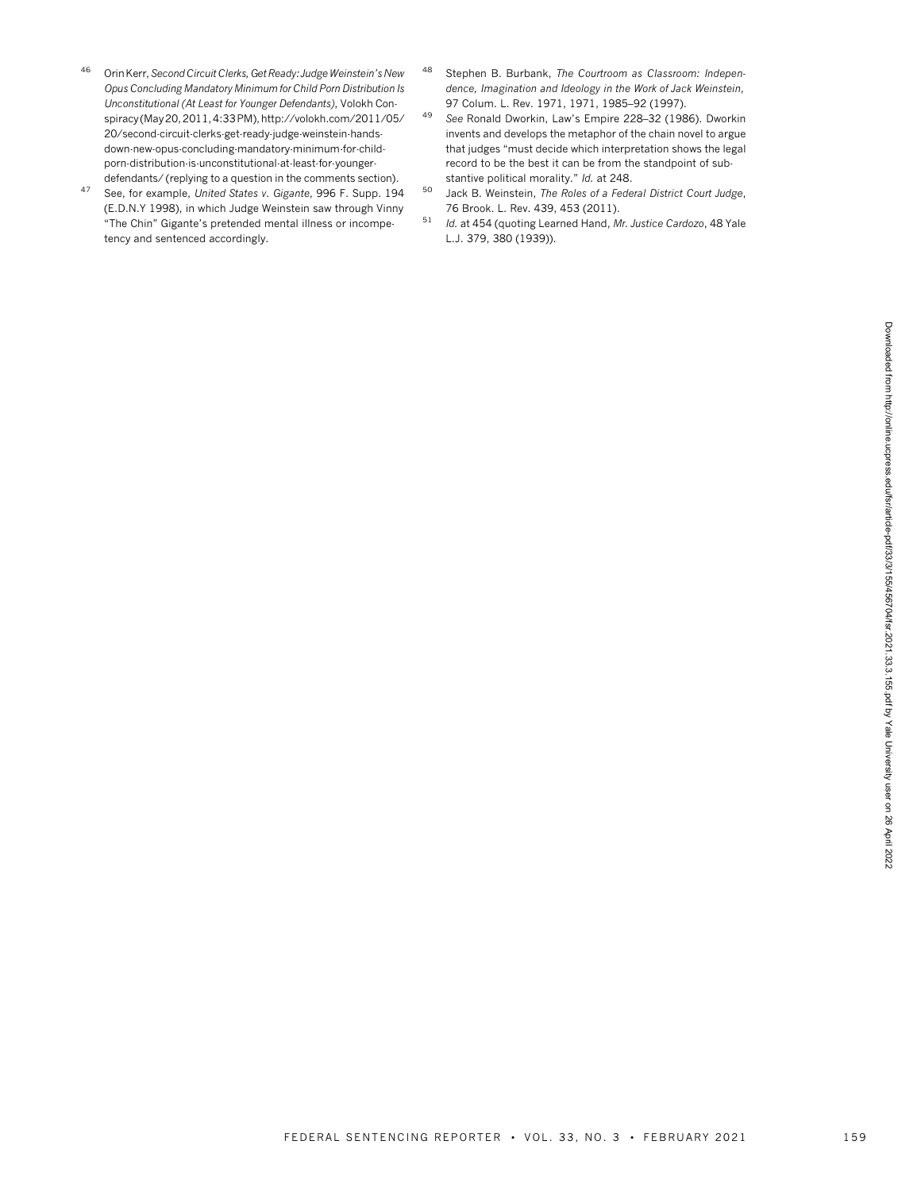[46] Orin Kerr, *Second Circuit Clerks, Get Ready: Judge Weinstein's New Opus Concluding Mandatory Minimum for Child Porn Distribution Is Unconstitutional (At Least for Younger Defendants)*, Volokh Conspiracy (May 20, 2011, 4:33 PM), http://volokh.com/2011/05/20/second-circuit-clerks-get-ready-judge-weinstein-hands-down-new-opus-concluding-mandatory-minimum-for-child-porn-distribution-is-unconstitutional-at-least-for-younger-defendants/ (replying to a question in the comments section).

[47] See, for example, *United States v. Gigante*, 996 F. Supp. 194 (E.D.N.Y 1998), in which Judge Weinstein saw through Vinny "The Chin" Gigante's pretended mental illness or incompetency and sentenced accordingly.

[48] Stephen B. Burbank, *The Courtroom as Classroom: Independence, Imagination and Ideology in the Work of Jack Weinstein*, 97 Colum. L. Rev. 1971, 1971, 1985–92 (1997).

[49] *See* Ronald Dworkin, Law's Empire 228–32 (1986). Dworkin invents and develops the metaphor of the chain novel to argue that judges "must decide which interpretation shows the legal record to be the best it can be from the standpoint of substantive political morality." *Id.* at 248.

[50] Jack B. Weinstein, *The Roles of a Federal District Court Judge*, 76 Brook. L. Rev. 439, 453 (2011).

[51] *Id.* at 454 (quoting Learned Hand, *Mr. Justice Cardozo*, 48 Yale L.J. 379, 380 (1939)).